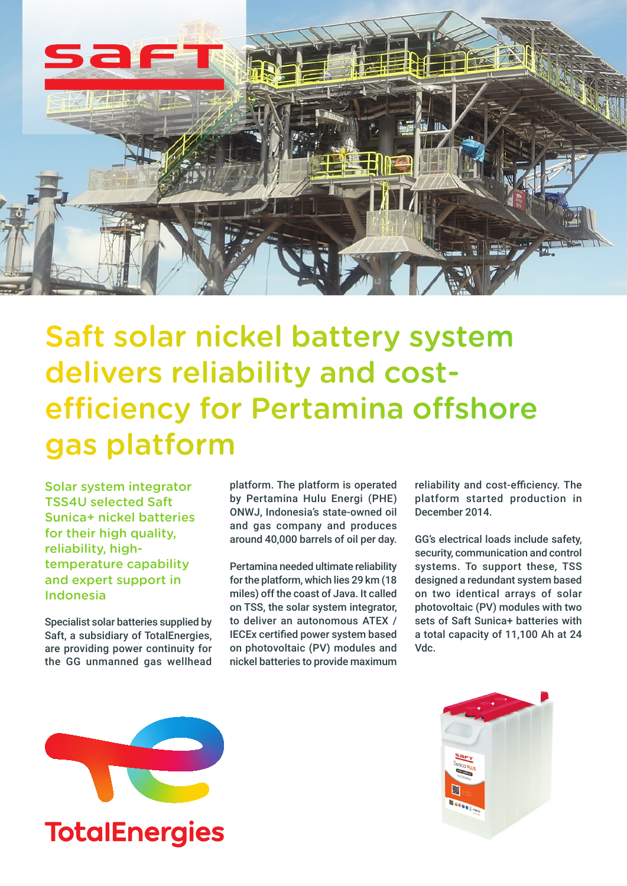# Saft solar nickel battery system delivers reliability and cost-efficiency for Pertamina offshore gas platform

**Solar system integrator TSS4U selected Saft Sunica+ nickel batteries for their high quality, reliability, high-temperature capability and expert support in Indonesia**

Specialist solar batteries supplied by Saft, a subsidiary of TotalEnergies, are providing power continuity for the GG unmanned gas wellhead platform. The platform is operated by Pertamina Hulu Energi (PHE) ONWJ, Indonesia's state-owned oil and gas company and produces around 40,000 barrels of oil per day.

Pertamina needed ultimate reliability for the platform, which lies 29 km (18 miles) off the coast of Java. It called on TSS, the solar system integrator, to deliver an autonomous ATEX / IECEx certified power system based on photovoltaic (PV) modules and nickel batteries to provide maximum reliability and cost-efficiency. The platform started production in December 2014.

GG's electrical loads include safety, security, communication and control systems. To support these, TSS designed a redundant system based on two identical arrays of solar photovoltaic (PV) modules with two sets of Saft Sunica+ batteries with a total capacity of 11,100 Ah at 24 Vdc.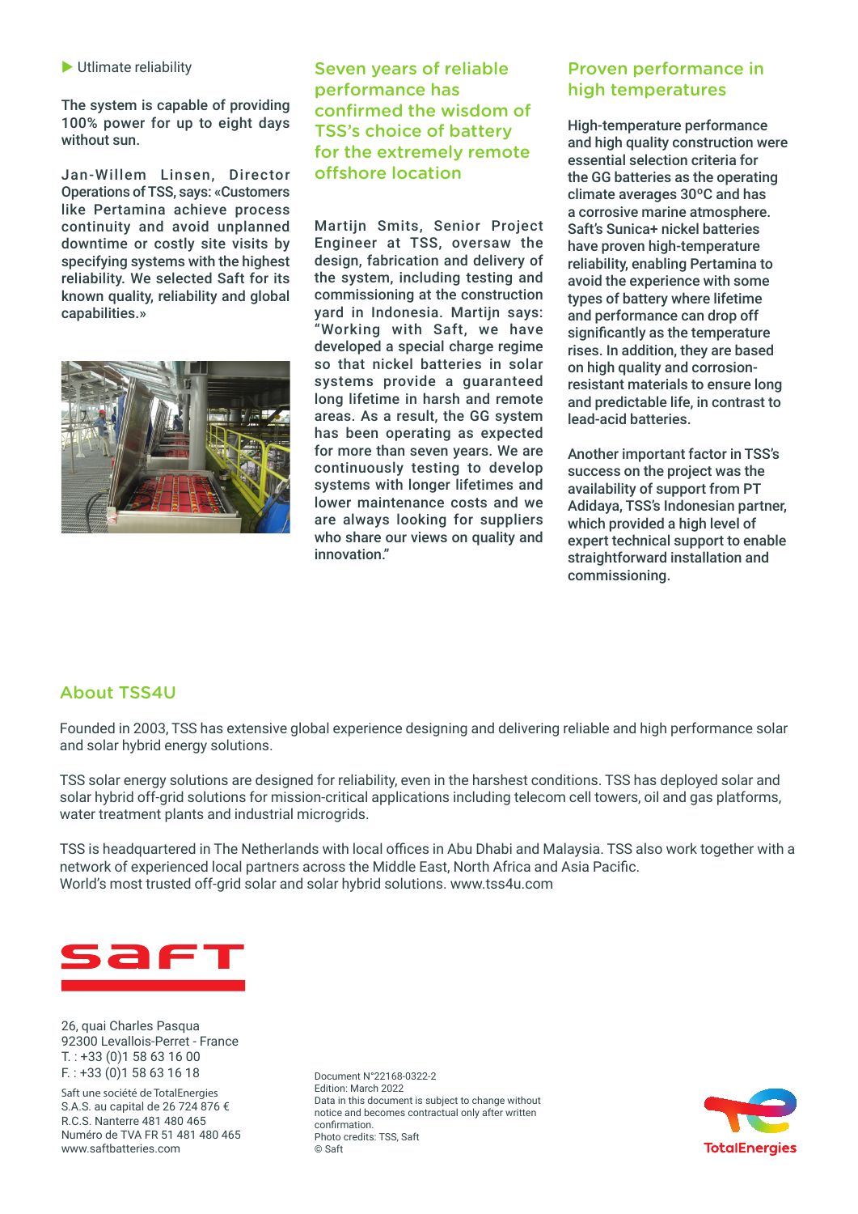▶ Utlimate reliability

The system is capable of providing 100% power for up to eight days without sun.

Jan-Willem Linsen, Director Operations of TSS, says: «Customers like Pertamina achieve process continuity and avoid unplanned downtime or costly site visits by specifying systems with the highest reliability. We selected Saft for its known quality, reliability and global capabilities.»

## Seven years of reliable performance has confirmed the wisdom of TSS's choice of battery for the extremely remote offshore location

Martijn Smits, Senior Project Engineer at TSS, oversaw the design, fabrication and delivery of the system, including testing and commissioning at the construction yard in Indonesia. Martijn says: "Working with Saft, we have developed a special charge regime so that nickel batteries in solar systems provide a guaranteed long lifetime in harsh and remote areas. As a result, the GG system has been operating as expected for more than seven years. We are continuously testing to develop systems with longer lifetimes and lower maintenance costs and we are always looking for suppliers who share our views on quality and innovation."

## Proven performance in high temperatures

High-temperature performance and high quality construction were essential selection criteria for the GG batteries as the operating climate averages 30°C and has a corrosive marine atmosphere. Saft's Sunica+ nickel batteries have proven high-temperature reliability, enabling Pertamina to avoid the experience with some types of battery where lifetime and performance can drop off significantly as the temperature rises. In addition, they are based on high quality and corrosion-resistant materials to ensure long and predictable life, in contrast to lead-acid batteries.

Another important factor in TSS's success on the project was the availability of support from PT Adidaya, TSS's Indonesian partner, which provided a high level of expert technical support to enable straightforward installation and commissioning.

## About TSS4U

Founded in 2003, TSS has extensive global experience designing and delivering reliable and high performance solar and solar hybrid energy solutions.

TSS solar energy solutions are designed for reliability, even in the harshest conditions. TSS has deployed solar and solar hybrid off-grid solutions for mission-critical applications including telecom cell towers, oil and gas platforms, water treatment plants and industrial microgrids.

TSS is headquartered in The Netherlands with local offices in Abu Dhabi and Malaysia. TSS also work together with a network of experienced local partners across the Middle East, North Africa and Asia Pacific.
World's most trusted off-grid solar and solar hybrid solutions. www.tss4u.com

26, quai Charles Pasqua
92300 Levallois-Perret - France
T. : +33 (0)1 58 63 16 00
F. : +33 (0)1 58 63 16 18

Saft une société de TotalEnergies
S.A.S. au capital de 26 724 876 €
R.C.S. Nanterre 481 480 465
Numéro de TVA FR 51 481 480 465
www.saftbatteries.com

Document N°22168-0322-2
Edition: March 2022
Data in this document is subject to change without notice and becomes contractual only after written confirmation.
Photo credits: TSS, Saft
© Saft